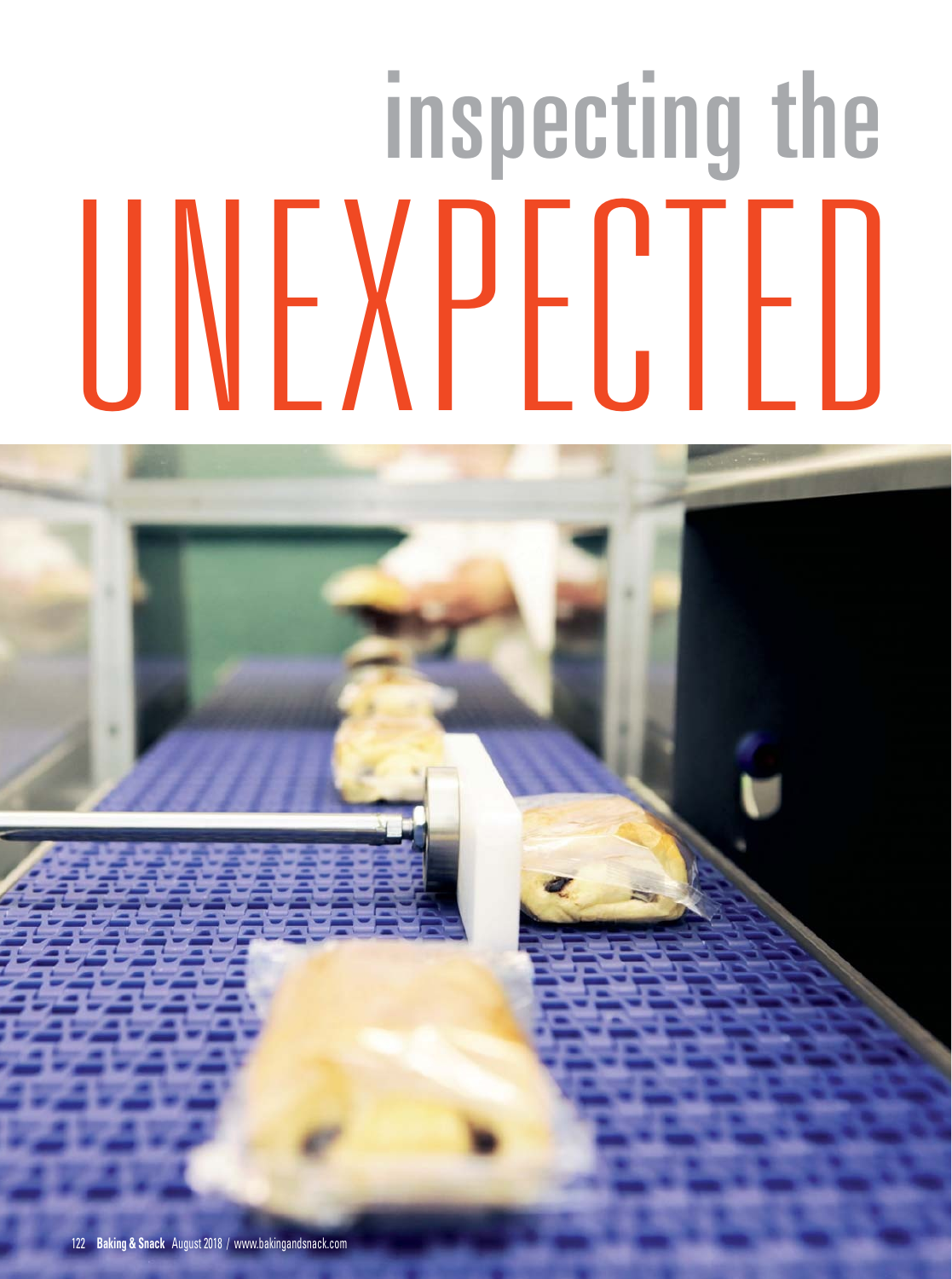# inspecting the UNEXPECTED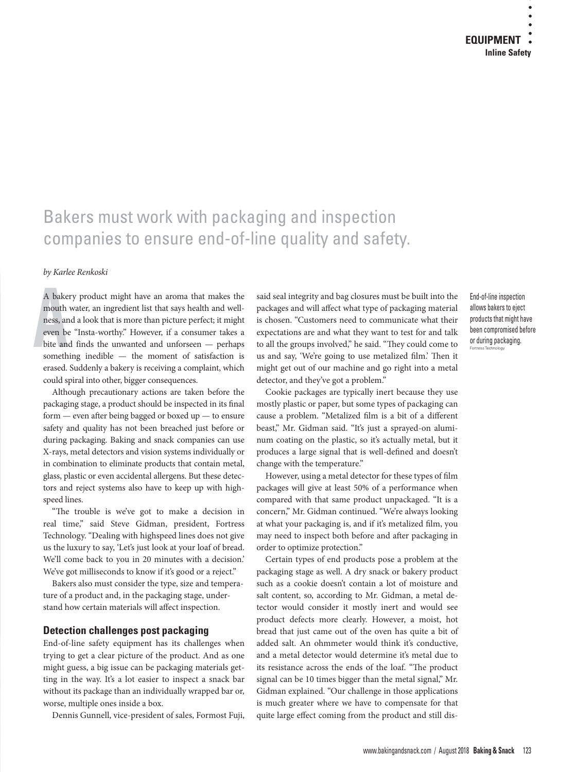# Bakers must work with packaging and inspection companies to ensure end-of-line quality and safety.

*by Karlee Renkoski*

A bakery product might have an aroma that makes the mouth water, an ingredient list that says health and wellness, and a look that is more than picture perfect; it might even be "Insta-worthy." However, if a consumer takes a bite and finds the unwanted and unforseen — perhaps something inedible — the moment of satisfaction is erased. Suddenly a bakery is receiving a complaint, which could spiral into other, bigger consequences.

Although precautionary actions are taken before the packaging stage, a product should be inspected in its final form — even after being bagged or boxed up — to ensure safety and quality has not been breached just before or during packaging. Baking and snack companies can use X-rays, metal detectors and vision systems individually or in combination to eliminate products that contain metal, glass, plastic or even accidental allergens. But these detectors and reject systems also have to keep up with highspeed lines.

"The trouble is we've got to make a decision in real time," said Steve Gidman, president, Fortress Technology. "Dealing with highspeed lines does not give us the luxury to say, 'Let's just look at your loaf of bread. We'll come back to you in 20 minutes with a decision.' We've got milliseconds to know if it's good or a reject."

Bakers also must consider the type, size and temperature of a product and, in the packaging stage, understand how certain materials will affect inspection.

## Detection challenges post packaging

End-of-line safety equipment has its challenges when trying to get a clear picture of the product. And as one might guess, a big issue can be packaging materials getting in the way. It's a lot easier to inspect a snack bar without its package than an individually wrapped bar or, worse, multiple ones inside a box.

Dennis Gunnell, vice-president of sales, Formost Fuji, said seal integrity and bag closures must be built into the packages and will affect what type of packaging material is chosen. "Customers need to communicate what their expectations are and what they want to test for and talk to all the groups involved," he said. "They could come to us and say, 'We're going to use metalized film.' Then it might get out of our machine and go right into a metal detector, and they've got a problem."

Cookie packages are typically inert because they use mostly plastic or paper, but some types of packaging can cause a problem. "Metalized film is a bit of a different beast," Mr. Gidman said. "It's just a sprayed-on aluminum coating on the plastic, so it's actually metal, but it produces a large signal that is well-defined and doesn't change with the temperature."

However, using a metal detector for these types of film packages will give at least 50% of a performance when compared with that same product unpackaged. "It is a concern," Mr. Gidman continued. "We're always looking at what your packaging is, and if it's metalized film, you may need to inspect both before and after packaging in order to optimize protection."

Certain types of end products pose a problem at the packaging stage as well. A dry snack or bakery product such as a cookie doesn't contain a lot of moisture and salt content, so, according to Mr. Gidman, a metal detector would consider it mostly inert and would see product defects more clearly. However, a moist, hot bread that just came out of the oven has quite a bit of added salt. An ohmmeter would think it's conductive, and a metal detector would determine it's metal due to its resistance across the ends of the loaf. "The product signal can be 10 times bigger than the metal signal," Mr. Gidman explained. "Our challenge in those applications is much greater where we have to compensate for that quite large effect coming from the product and still dis-

End-of-line inspection allows bakers to eject products that might have been compromised before or during packaging. Fortress Technology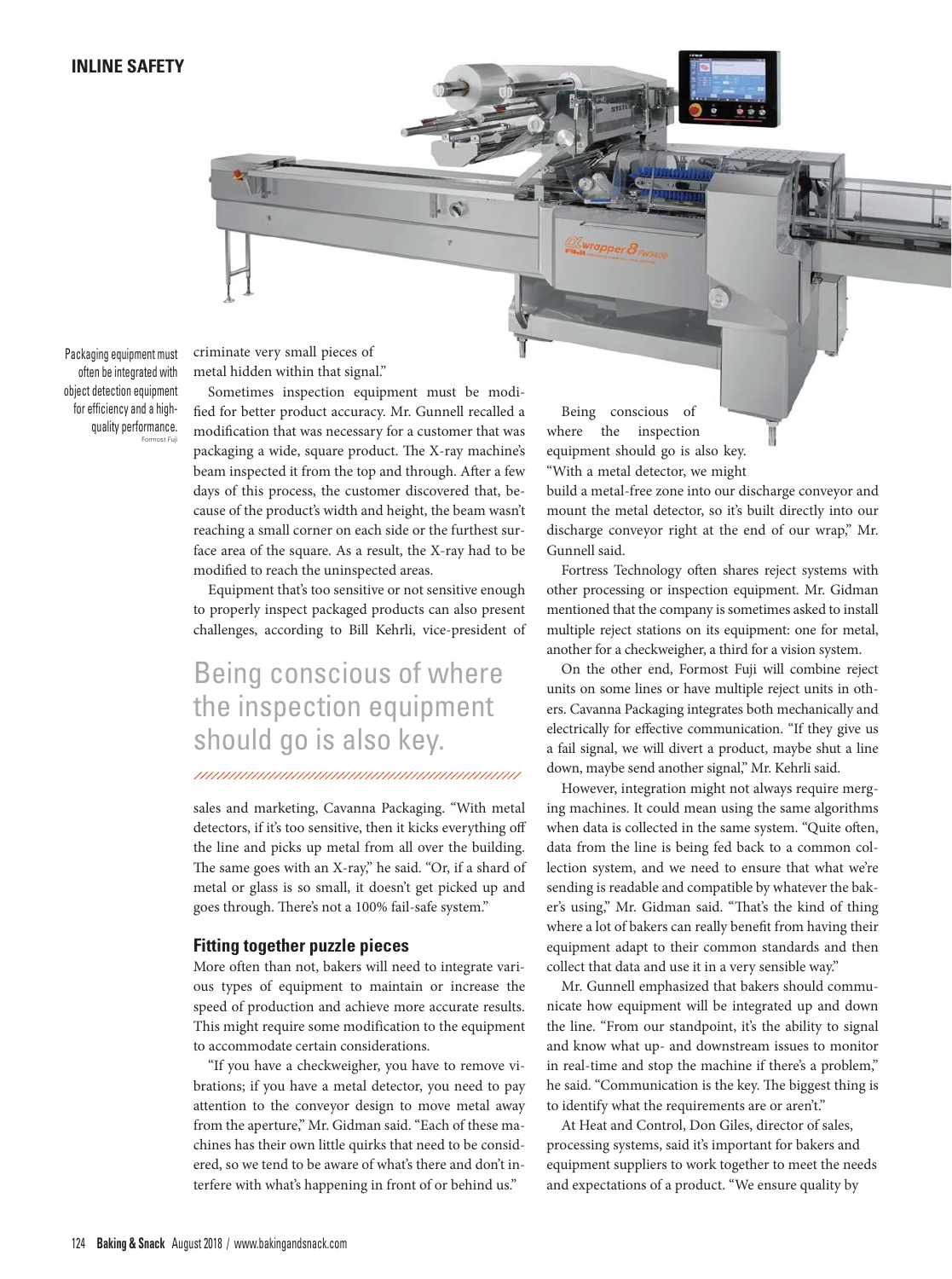Packaging equipment must often be integrated with object detection equipment for efficiency and a high-quality performance.

Formost Fuji

criminate very small pieces of metal hidden within that signal."

Sometimes inspection equipment must be modified for better product accuracy. Mr. Gunnell recalled a modification that was necessary for a customer that was packaging a wide, square product. The X-ray machine's beam inspected it from the top and through. After a few days of this process, the customer discovered that, because of the product's width and height, the beam wasn't reaching a small corner on each side or the furthest surface area of the square. As a result, the X-ray had to be modified to reach the uninspected areas.

Equipment that's too sensitive or not sensitive enough to properly inspect packaged products can also present challenges, according to Bill Kehrli, vice-president of sales and marketing, Cavanna Packaging. "With metal detectors, if it's too sensitive, then it kicks everything off the line and picks up metal from all over the building. The same goes with an X-ray," he said. "Or, if a shard of metal or glass is so small, it doesn't get picked up and goes through. There's not a 100% fail-safe system."

> Being conscious of where the inspection equipment should go is also key.

## Fitting together puzzle pieces

More often than not, bakers will need to integrate various types of equipment to maintain or increase the speed of production and achieve more accurate results. This might require some modification to the equipment to accommodate certain considerations.

"If you have a checkweigher, you have to remove vibrations; if you have a metal detector, you need to pay attention to the conveyor design to move metal away from the aperture," Mr. Gidman said. "Each of these machines has their own little quirks that need to be considered, so we tend to be aware of what's there and don't interfere with what's happening in front of or behind us."

Being conscious of where the inspection equipment should go is also key. "With a metal detector, we might build a metal-free zone into our discharge conveyor and mount the metal detector, so it's built directly into our discharge conveyor right at the end of our wrap," Mr. Gunnell said.

Fortress Technology often shares reject systems with other processing or inspection equipment. Mr. Gidman mentioned that the company is sometimes asked to install multiple reject stations on its equipment: one for metal, another for a checkweigher, a third for a vision system.

On the other end, Formost Fuji will combine reject units on some lines or have multiple reject units in others. Cavanna Packaging integrates both mechanically and electrically for effective communication. "If they give us a fail signal, we will divert a product, maybe shut a line down, maybe send another signal," Mr. Kehrli said.

However, integration might not always require merging machines. It could mean using the same algorithms when data is collected in the same system. "Quite often, data from the line is being fed back to a common collection system, and we need to ensure that what we're sending is readable and compatible by whatever the baker's using," Mr. Gidman said. "That's the kind of thing where a lot of bakers can really benefit from having their equipment adapt to their common standards and then collect that data and use it in a very sensible way."

Mr. Gunnell emphasized that bakers should communicate how equipment will be integrated up and down the line. "From our standpoint, it's the ability to signal and know what up- and downstream issues to monitor in real-time and stop the machine if there's a problem," he said. "Communication is the key. The biggest thing is to identify what the requirements are or aren't."

At Heat and Control, Don Giles, director of sales, processing systems, said it's important for bakers and equipment suppliers to work together to meet the needs and expectations of a product. "We ensure quality by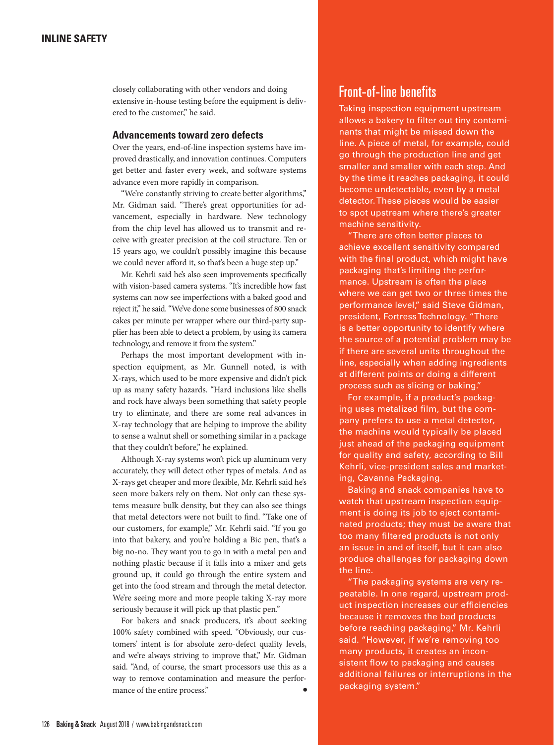closely collaborating with other vendors and doing extensive in-house testing before the equipment is delivered to the customer," he said.

### Advancements toward zero defects

Over the years, end-of-line inspection systems have improved drastically, and innovation continues. Computers get better and faster every week, and software systems advance even more rapidly in comparison.

"We're constantly striving to create better algorithms," Mr. Gidman said. "There's great opportunities for advancement, especially in hardware. New technology from the chip level has allowed us to transmit and receive with greater precision at the coil structure. Ten or 15 years ago, we couldn't possibly imagine this because we could never afford it, so that's been a huge step up."

Mr. Kehrli said he's also seen improvements specifically with vision-based camera systems. "It's incredible how fast systems can now see imperfections with a baked good and reject it," he said. "We've done some businesses of 800 snack cakes per minute per wrapper where our third-party supplier has been able to detect a problem, by using its camera technology, and remove it from the system."

Perhaps the most important development with inspection equipment, as Mr. Gunnell noted, is with X-rays, which used to be more expensive and didn't pick up as many safety hazards. "Hard inclusions like shells and rock have always been something that safety people try to eliminate, and there are some real advances in X-ray technology that are helping to improve the ability to sense a walnut shell or something similar in a package that they couldn't before," he explained.

Although X-ray systems won't pick up aluminum very accurately, they will detect other types of metals. And as X-rays get cheaper and more flexible, Mr. Kehrli said he's seen more bakers rely on them. Not only can these systems measure bulk density, but they can also see things that metal detectors were not built to find. "Take one of our customers, for example," Mr. Kehrli said. "If you go into that bakery, and you're holding a Bic pen, that's a big no-no. They want you to go in with a metal pen and nothing plastic because if it falls into a mixer and gets ground up, it could go through the entire system and get into the food stream and through the metal detector. We're seeing more and more people taking X-ray more seriously because it will pick up that plastic pen."

For bakers and snack producers, it's about seeking 100% safety combined with speed. "Obviously, our customers' intent is for absolute zero-defect quality levels, and we're always striving to improve that," Mr. Gidman said. "And, of course, the smart processors use this as a way to remove contamination and measure the performance of the entire process."

## Front-of-line benefits

Taking inspection equipment upstream allows a bakery to filter out tiny contaminants that might be missed down the line. A piece of metal, for example, could go through the production line and get smaller and smaller with each step. And by the time it reaches packaging, it could become undetectable, even by a metal detector. These pieces would be easier to spot upstream where there's greater machine sensitivity.

"There are often better places to achieve excellent sensitivity compared with the final product, which might have packaging that's limiting the performance. Upstream is often the place where we can get two or three times the performance level," said Steve Gidman, president, Fortress Technology. "There is a better opportunity to identify where the source of a potential problem may be if there are several units throughout the line, especially when adding ingredients at different points or doing a different process such as slicing or baking."

For example, if a product's packaging uses metalized film, but the company prefers to use a metal detector, the machine would typically be placed just ahead of the packaging equipment for quality and safety, according to Bill Kehrli, vice-president sales and marketing, Cavanna Packaging.

Baking and snack companies have to watch that upstream inspection equipment is doing its job to eject contaminated products; they must be aware that too many filtered products is not only an issue in and of itself, but it can also produce challenges for packaging down the line.

"The packaging systems are very repeatable. In one regard, upstream product inspection increases our efficiencies because it removes the bad products before reaching packaging," Mr. Kehrli said. "However, if we're removing too many products, it creates an inconsistent flow to packaging and causes additional failures or interruptions in the packaging system."